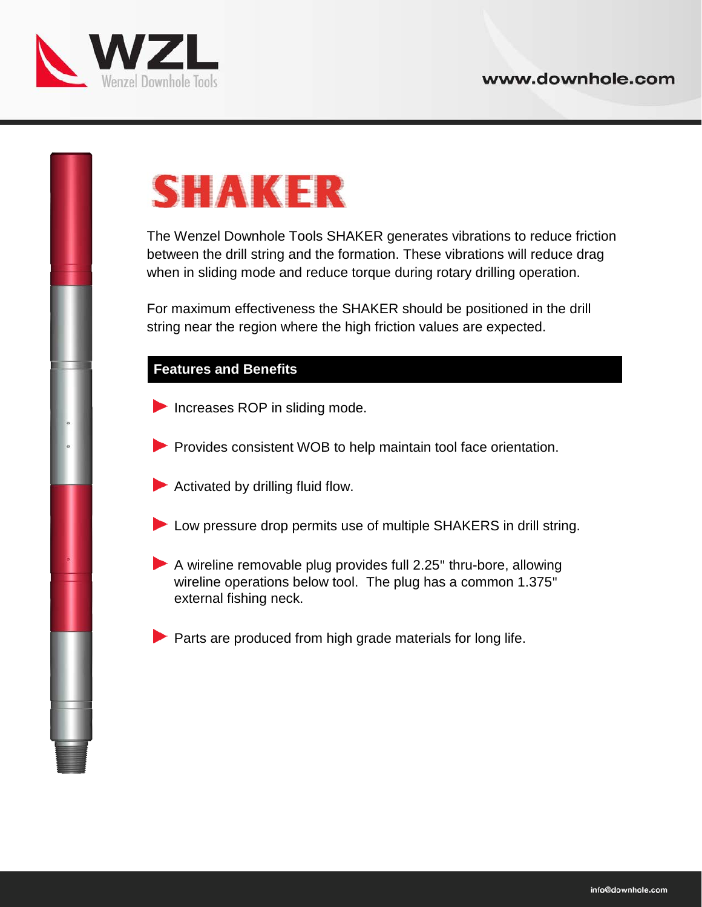# SHAKER

The Wenzel Downhole Tools SHAKER generates vibrations to reduce friction between the drill string and the formation. These vibrations will reduce drag when in sliding mode and reduce torque during rotary drilling operation.

For maximum effectiveness the SHAKER should be positioned in the drill string near the region where the high friction values are expected.

## Features and Benefits

- Increases ROP in sliding mode.
- Provides consistent WOB to help maintain tool face orientation.
- Activated by drilling fluid flow.
- Low pressure drop permits use of multiple SHAKERS in drill string.
- A wireline removable plug provides full 2.25" thru-bore, allowing wireline operations below tool. The plug has a common 1.375" external fishing neck.
- Parts are produced from high grade materials for long life.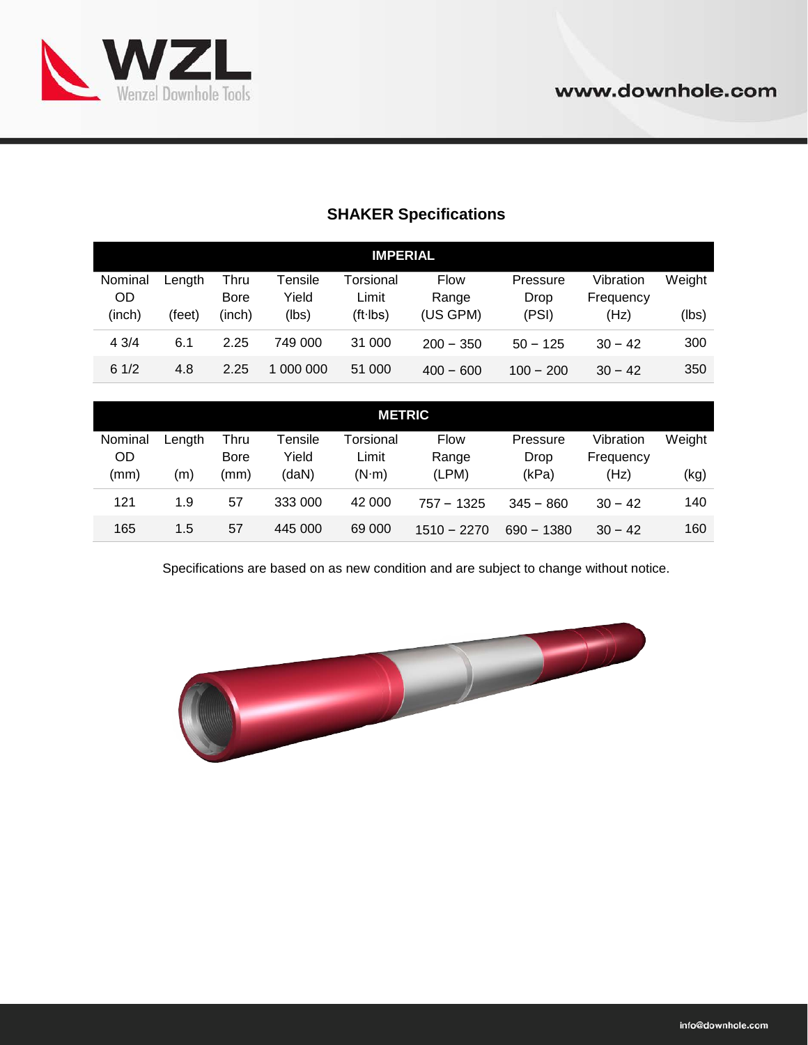## SHAKER Specifications

| IMPERIAL | | | | | | | | |
|---|---|---|---|---|---|---|---|---|
| Nominal OD (inch) | Length (feet) | Thru Bore (inch) | Tensile Yield (lbs) | Torsional Limit (ft·lbs) | Flow Range (US GPM) | Pressure Drop (PSI) | Vibration Frequency (Hz) | Weight (lbs) |
| 4 3/4 | 6.1 | 2.25 | 749 000 | 31 000 | 200 – 350 | 50 – 125 | 30 – 42 | 300 |
| 6 1/2 | 4.8 | 2.25 | 1 000 000 | 51 000 | 400 – 600 | 100 – 200 | 30 – 42 | 350 |

| METRIC | | | | | | | | |
|---|---|---|---|---|---|---|---|---|
| Nominal OD (mm) | Length (m) | Thru Bore (mm) | Tensile Yield (daN) | Torsional Limit (N·m) | Flow Range (LPM) | Pressure Drop (kPa) | Vibration Frequency (Hz) | Weight (kg) |
| 121 | 1.9 | 57 | 333 000 | 42 000 | 757 – 1325 | 345 – 860 | 30 – 42 | 140 |
| 165 | 1.5 | 57 | 445 000 | 69 000 | 1510 – 2270 | 690 – 1380 | 30 – 42 | 160 |

Specifications are based on as new condition and are subject to change without notice.